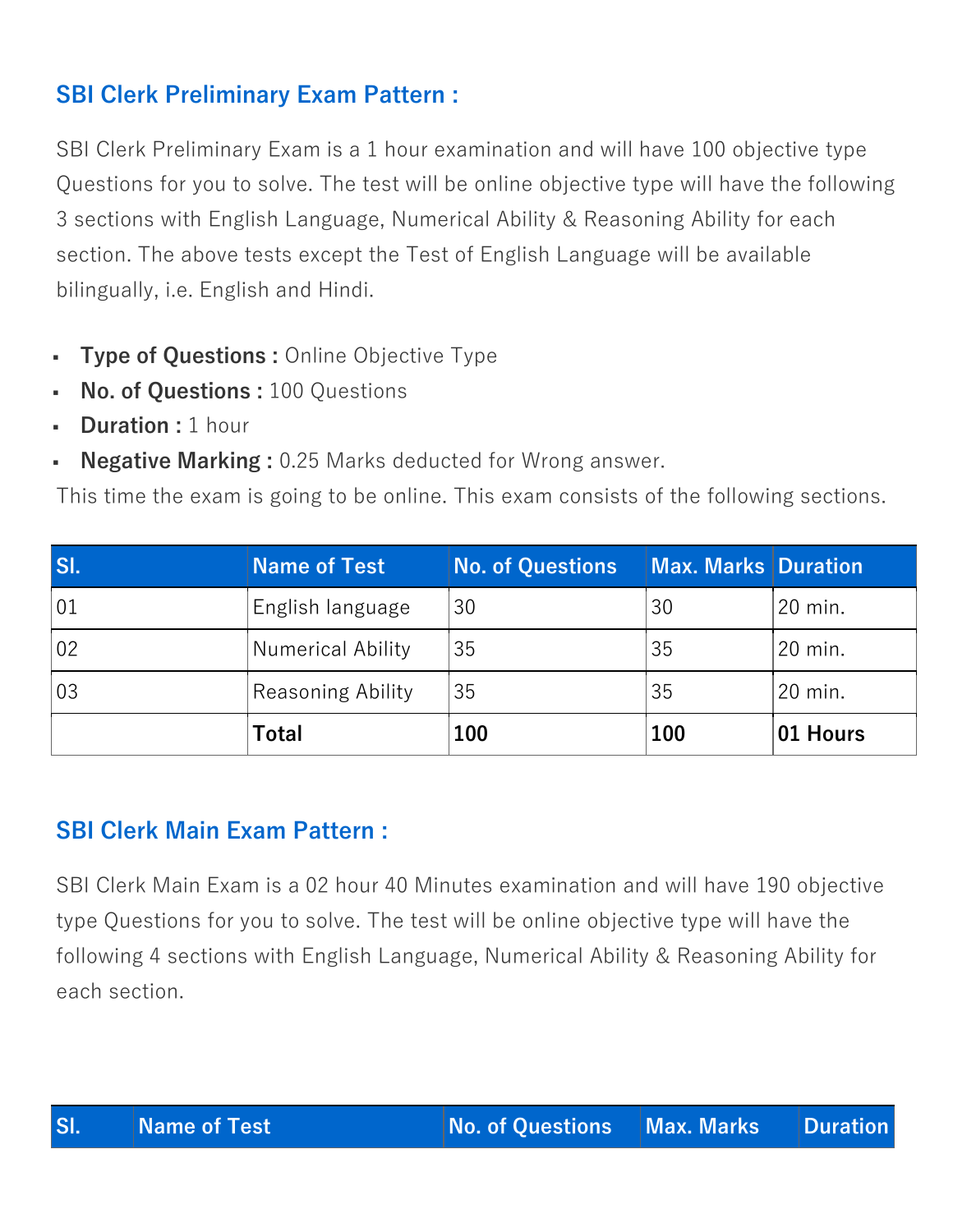## SBI Clerk Preliminary Exam Pattern :

SBI Clerk Preliminary Exam is a 1 hour examination and will have 100 objective type Questions for you to solve. The test will be online objective type will have the following 3 sections with English Language, Numerical Ability & Reasoning Ability for each section. The above tests except the Test of English Language will be available bilingually, i.e. English and Hindi.

- **Type of Questions :** Online Objective Type
- **No. of Questions :** 100 Questions
- **Duration :** 1 hour
- **Negative Marking :** 0.25 Marks deducted for Wrong answer.

This time the exam is going to be online. This exam consists of the following sections.

| Sl. | Name of Test | No. of Questions | Max. Marks | Duration |
|---|---|---|---|---|
| 01 | English language | 30 | 30 | 20 min. |
| 02 | Numerical Ability | 35 | 35 | 20 min. |
| 03 | Reasoning Ability | 35 | 35 | 20 min. |
| | **Total** | **100** | **100** | **01 Hours** |

## SBI Clerk Main Exam Pattern :

SBI Clerk Main Exam is a 02 hour 40 Minutes examination and will have 190 objective type Questions for you to solve. The test will be online objective type will have the following 4 sections with English Language, Numerical Ability & Reasoning Ability for each section.

| Sl. | Name of Test | No. of Questions | Max. Marks | Duration |
|---|---|---|---|---|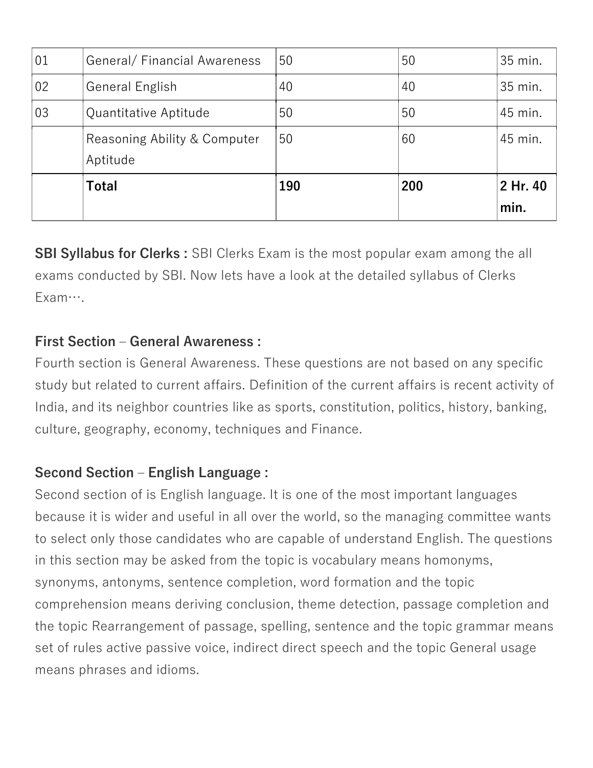| 01 | General/ Financial Awareness | 50 | 50 | 35 min. |
|---|---|---|---|---|
| 02 | General English | 40 | 40 | 35 min. |
| 03 | Quantitative Aptitude | 50 | 50 | 45 min. |
| | Reasoning Ability & Computer Aptitude | 50 | 60 | 45 min. |
| | **Total** | **190** | **200** | **2 Hr. 40 min.** |

**SBI Syllabus for Clerks :** SBI Clerks Exam is the most popular exam among the all exams conducted by SBI. Now lets have a look at the detailed syllabus of Clerks Exam….

**First Section – General Awareness :**
Fourth section is General Awareness. These questions are not based on any specific study but related to current affairs. Definition of the current affairs is recent activity of India, and its neighbor countries like as sports, constitution, politics, history, banking, culture, geography, economy, techniques and Finance.

**Second Section – English Language :**
Second section of is English language. It is one of the most important languages because it is wider and useful in all over the world, so the managing committee wants to select only those candidates who are capable of understand English. The questions in this section may be asked from the topic is vocabulary means homonyms, synonyms, antonyms, sentence completion, word formation and the topic comprehension means deriving conclusion, theme detection, passage completion and the topic Rearrangement of passage, spelling, sentence and the topic grammar means set of rules active passive voice, indirect direct speech and the topic General usage means phrases and idioms.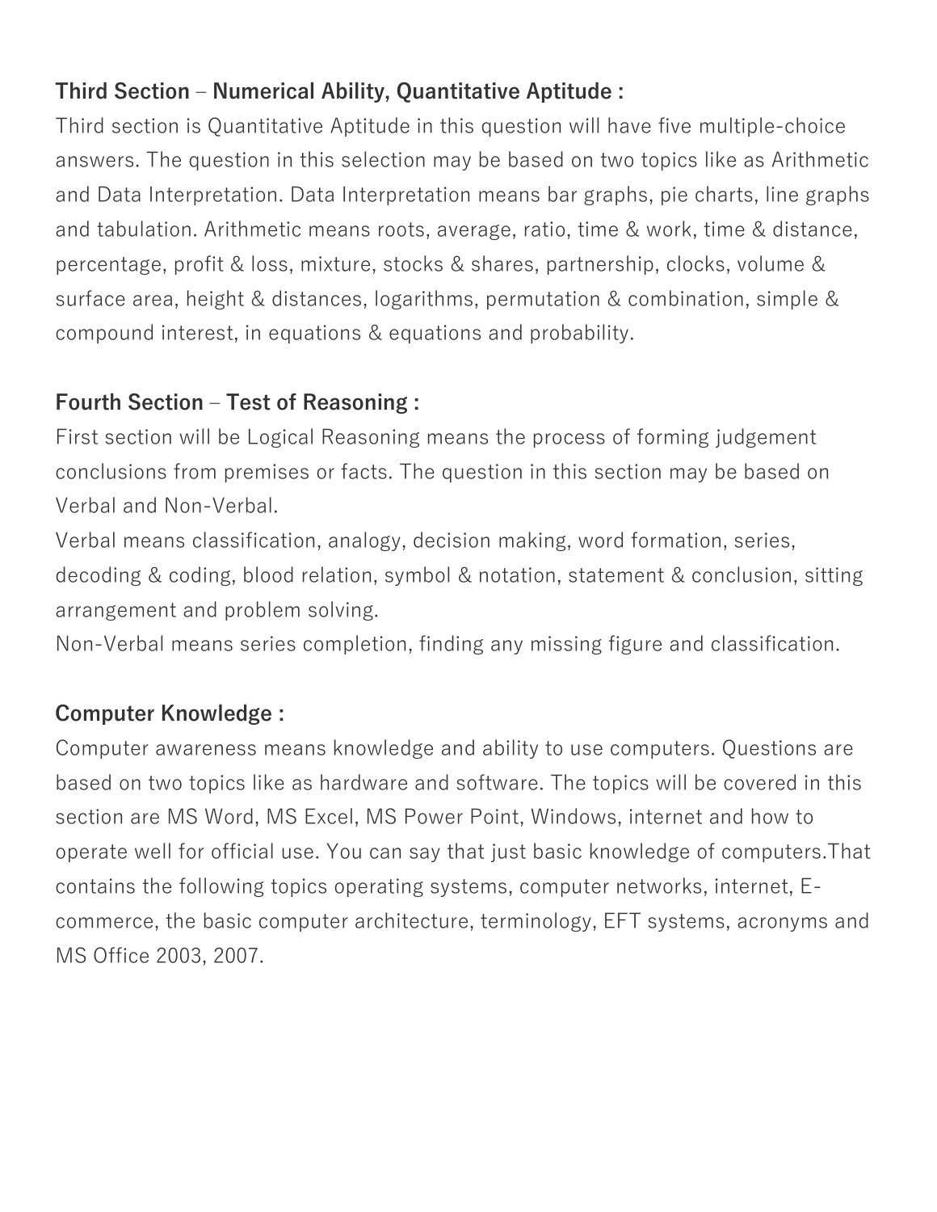**Third Section – Numerical Ability, Quantitative Aptitude :**

Third section is Quantitative Aptitude in this question will have five multiple-choice answers. The question in this selection may be based on two topics like as Arithmetic and Data Interpretation. Data Interpretation means bar graphs, pie charts, line graphs and tabulation. Arithmetic means roots, average, ratio, time & work, time & distance, percentage, profit & loss, mixture, stocks & shares, partnership, clocks, volume & surface area, height & distances, logarithms, permutation & combination, simple & compound interest, in equations & equations and probability.

**Fourth Section – Test of Reasoning :**

First section will be Logical Reasoning means the process of forming judgement conclusions from premises or facts. The question in this section may be based on Verbal and Non-Verbal.

Verbal means classification, analogy, decision making, word formation, series, decoding & coding, blood relation, symbol & notation, statement & conclusion, sitting arrangement and problem solving.

Non-Verbal means series completion, finding any missing figure and classification.

**Computer Knowledge :**

Computer awareness means knowledge and ability to use computers. Questions are based on two topics like as hardware and software. The topics will be covered in this section are MS Word, MS Excel, MS Power Point, Windows, internet and how to operate well for official use. You can say that just basic knowledge of computers.That contains the following topics operating systems, computer networks, internet, E-commerce, the basic computer architecture, terminology, EFT systems, acronyms and MS Office 2003, 2007.